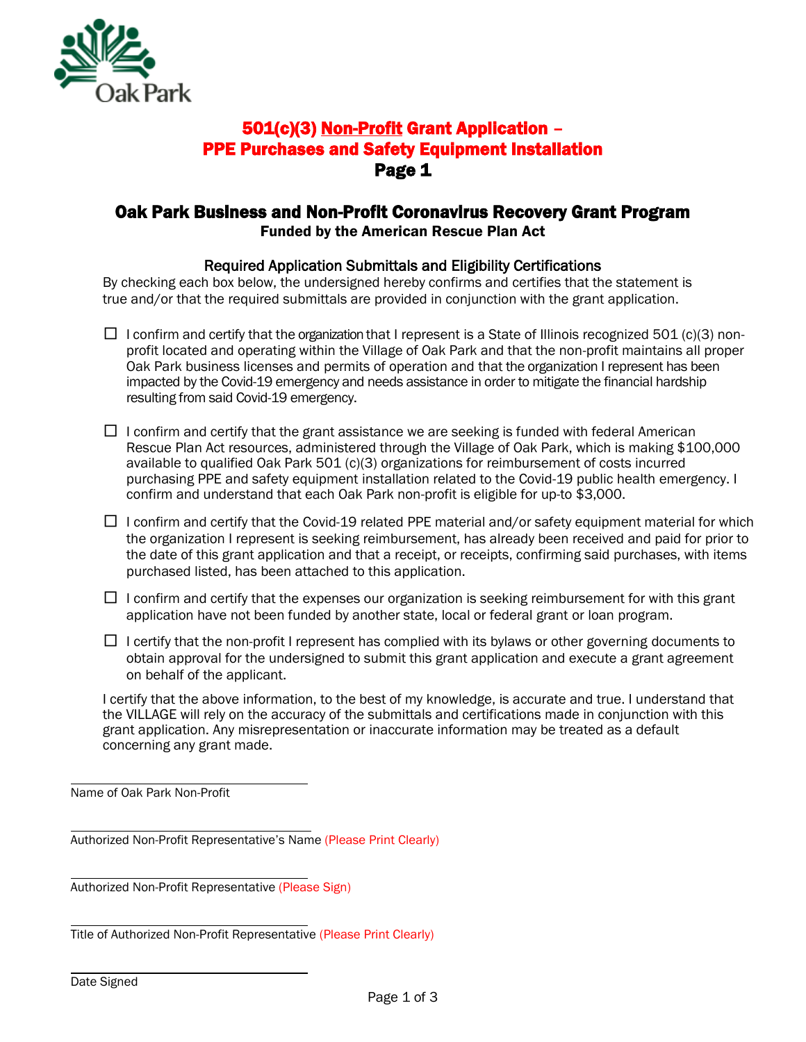# 501(c)(3) Non-Profit Grant Application – PPE Purchases and Safety Equipment Installation

**Page 1**

## Oak Park Business and Non-Profit Coronavirus Recovery Grant Program

**Funded by the American Rescue Plan Act**

### Required Application Submittals and Eligibility Certifications

By checking each box below, the undersigned hereby confirms and certifies that the statement is true and/or that the required submittals are provided in conjunction with the grant application.

- ☐ I confirm and certify that the organization that I represent is a State of Illinois recognized 501 (c)(3) non-profit located and operating within the Village of Oak Park and that the non-profit maintains all proper Oak Park business licenses and permits of operation and that the organization I represent has been impacted by the Covid-19 emergency and needs assistance in order to mitigate the financial hardship resulting from said Covid-19 emergency.

- ☐ I confirm and certify that the grant assistance we are seeking is funded with federal American Rescue Plan Act resources, administered through the Village of Oak Park, which is making $100,000 available to qualified Oak Park 501 (c)(3) organizations for reimbursement of costs incurred purchasing PPE and safety equipment installation related to the Covid-19 public health emergency. I confirm and understand that each Oak Park non-profit is eligible for up-to $3,000.

- ☐ I confirm and certify that the Covid-19 related PPE material and/or safety equipment material for which the organization I represent is seeking reimbursement, has already been received and paid for prior to the date of this grant application and that a receipt, or receipts, confirming said purchases, with items purchased listed, has been attached to this application.

- ☐ I confirm and certify that the expenses our organization is seeking reimbursement for with this grant application have not been funded by another state, local or federal grant or loan program.

- ☐ I certify that the non-profit I represent has complied with its bylaws or other governing documents to obtain approval for the undersigned to submit this grant application and execute a grant agreement on behalf of the applicant.

I certify that the above information, to the best of my knowledge, is accurate and true. I understand that the VILLAGE will rely on the accuracy of the submittals and certifications made in conjunction with this grant application. Any misrepresentation or inaccurate information may be treated as a default concerning any grant made.

\_\_\_\_\_\_\_\_\_\_\_\_\_\_\_\_\_\_\_\_\_\_\_\_\_\_\_\_\_\_\_\_\_\_\_\_
Name of Oak Park Non-Profit

\_\_\_\_\_\_\_\_\_\_\_\_\_\_\_\_\_\_\_\_\_\_\_\_\_\_\_\_\_\_\_\_\_\_\_\_
Authorized Non-Profit Representative's Name (Please Print Clearly)

\_\_\_\_\_\_\_\_\_\_\_\_\_\_\_\_\_\_\_\_\_\_\_\_\_\_\_\_\_\_\_\_\_\_\_\_
Authorized Non-Profit Representative (Please Sign)

\_\_\_\_\_\_\_\_\_\_\_\_\_\_\_\_\_\_\_\_\_\_\_\_\_\_\_\_\_\_\_\_\_\_\_\_
Title of Authorized Non-Profit Representative (Please Print Clearly)

\_\_\_\_\_\_\_\_\_\_\_\_\_\_\_\_\_\_\_\_\_\_\_\_\_\_\_\_\_\_\_\_\_\_\_\_
Date Signed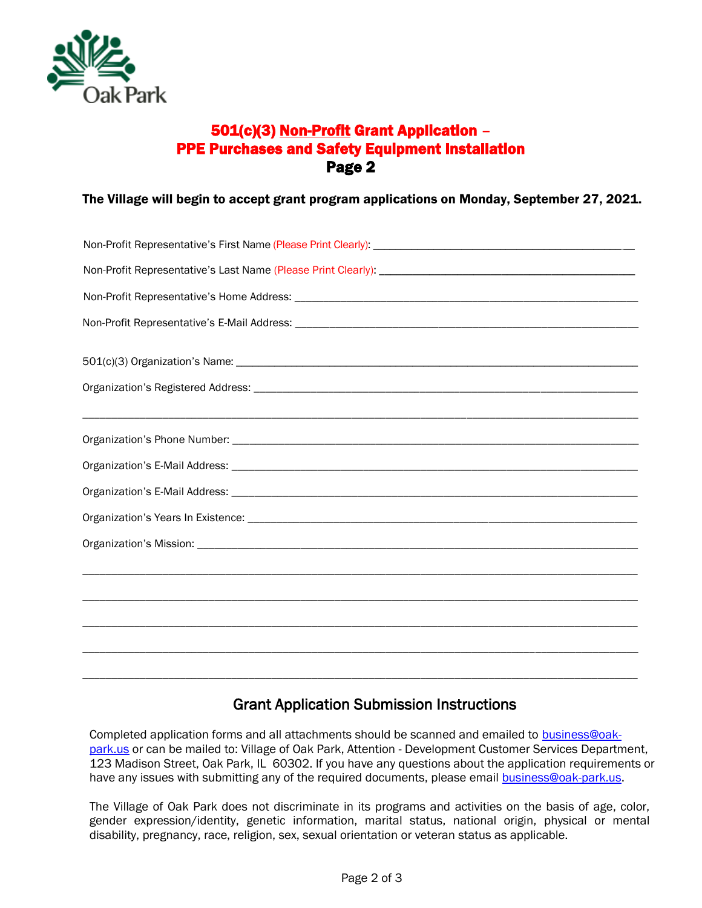# 501(c)(3) Non-Profit Grant Application – PPE Purchases and Safety Equipment Installation

## Page 2

**The Village will begin to accept grant program applications on Monday, September 27, 2021.**

Non-Profit Representative's First Name (Please Print Clearly): ____________________________________________

Non-Profit Representative's Last Name (Please Print Clearly): ____________________________________________

Non-Profit Representative's Home Address: ____________________________________________

Non-Profit Representative's E-Mail Address: ____________________________________________

501(c)(3) Organization's Name: ____________________________________________

Organization's Registered Address: ____________________________________________

____________________________________________

Organization's Phone Number: ____________________________________________

Organization's E-Mail Address: ____________________________________________

Organization's E-Mail Address: ____________________________________________

Organization's Years In Existence: ____________________________________________

Organization's Mission: ____________________________________________

____________________________________________

____________________________________________

____________________________________________

____________________________________________

____________________________________________

## Grant Application Submission Instructions

Completed application forms and all attachments should be scanned and emailed to business@oak-park.us or can be mailed to: Village of Oak Park, Attention - Development Customer Services Department, 123 Madison Street, Oak Park, IL 60302. If you have any questions about the application requirements or have any issues with submitting any of the required documents, please email business@oak-park.us.

The Village of Oak Park does not discriminate in its programs and activities on the basis of age, color, gender expression/identity, genetic information, marital status, national origin, physical or mental disability, pregnancy, race, religion, sex, sexual orientation or veteran status as applicable.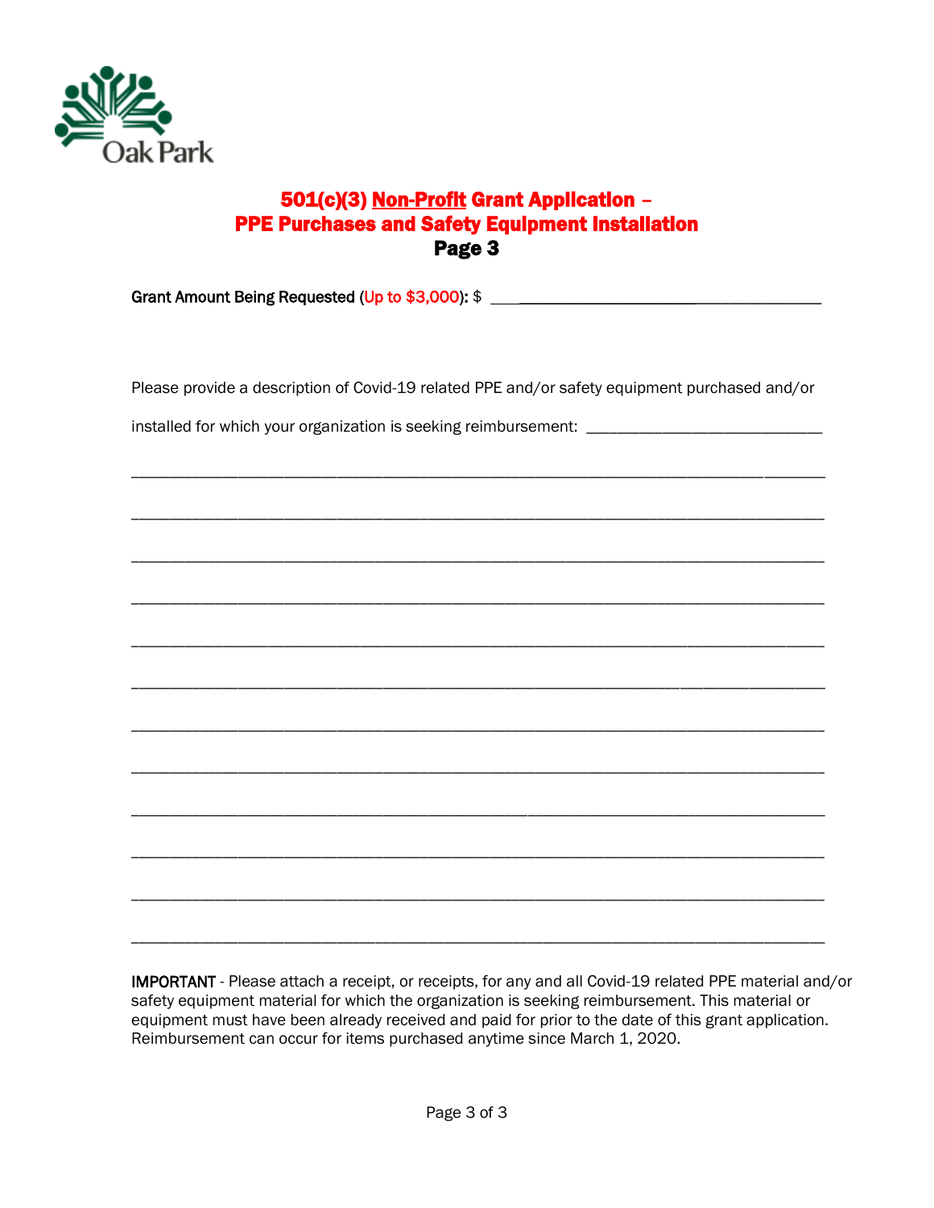Oak Park

# 501(c)(3) Non-Profit Grant Application – PPE Purchases and Safety Equipment Installation

## Page 3

**Grant Amount Being Requested** (Up to $3,000): $ ______________________________________

Please provide a description of Covid-19 related PPE and/or safety equipment purchased and/or installed for which your organization is seeking reimbursement: ___________________________

_______________________________________________________________________________

_______________________________________________________________________________

_______________________________________________________________________________

_______________________________________________________________________________

_______________________________________________________________________________

_______________________________________________________________________________

_______________________________________________________________________________

_______________________________________________________________________________

_______________________________________________________________________________

_______________________________________________________________________________

_______________________________________________________________________________

_______________________________________________________________________________

**IMPORTANT** - Please attach a receipt, or receipts, for any and all Covid-19 related PPE material and/or safety equipment material for which the organization is seeking reimbursement. This material or equipment must have been already received and paid for prior to the date of this grant application. Reimbursement can occur for items purchased anytime since March 1, 2020.